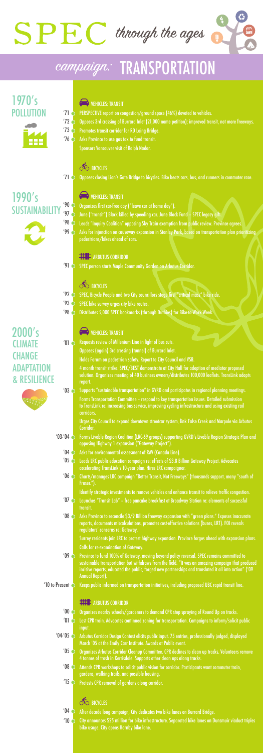# SPEC *through the ages*

## *campaign:* TRANSPORTATION

## 1970's POLLUTION

### VEHICLES: TRANSIT

- '71 PERSPECTIVE report on congestion/ground space (46%) devoted to vehicles.
- '72 Opposes 3rd crossing of Burrard Inlet (21,000 name petition); improved transit, not more freeways.
- '73 Promotes transit corridor for RD Laing Bridge.
- '76 Asks Province to use gas tax to fund transit.
  Sponsors Vancouver visit of Ralph Nader.

### BICYCLES

- '71 Opposes closing Lion's Gate Bridge to bicycles. Bike beats cars, bus, and runners in commuter race.

## 1990's SUSTAINABILITY

### VEHICLES: TRANSIT

- '90 Organizes first car-free day ("leave car at home day").
- '97 Jume ("transit") Black killed by speeding car. June Black Fund – SPEC legacy gift.
- '98 Leads "Inquiry Coalition" opposing Sky Train exemption from public review. Province agrees.
- '99 Asks for injunction on causeway expansion in Stanley Park, based on transportation plan prioritizing pedestrians/bikes ahead of cars.

### ARBUTUS CORRIDOR

- '91 SPEC person starts Maple Community Garden on Arbutus Corridor.

### BICYCLES

- '92 SPEC, Bicycle People and two City councillors stage first "critical mass" bike ride.
- '93 SPEC bike survey urges city bike routes.
- '98 Distributes 5,000 SPEC bookmarks (through Duthies) for Bike-to-Work-Week.

## 2000's CLIMATE CHANGE ADAPTATION & RESILIENCE

### VEHICLES: TRANSIT

- '01 Requests review of Millenium Line in light of bus cuts.
  Opposes (again) 3rd crossing (tunnel) of Burrard Inlet.
  Holds Forum on pedestrian safety. Report to City Council and VSB.
  4 month transit strike. SPEC/BEST demonstrate at City Hall for adoption of mediator proposed solution. Organizes meeting of 40 business owners/distributes 100,000 leaflets. TransLink adopts report.
- '03 Supports "sustainable transportation" in GVRD and participates in regional planning meetings.
  Forms Transportation Committee – respond to key transportation issues. Detailed submission to TransLink re: increasing bus service, improving cycling infrastructure and using existing rail corridors.
  Urges City Council to expand downtown streetcar system, link False Creek and Marpole via Arbutus Corridor.
- '03-'04 Forms Livable Region Coalition (LRC-69 groups) supporting GVRD's Livable Region Strategic Plan and opposing Highway 1 expansion ("Gateway Project").
- '04 Asks for environmental assessment of RAV (Canada Line).
- '05 Leads LRC public education campaign re: effects of $3.8 Billion Gateway Project. Advocates accelerating TransLink's 10-year plan. Hires LRC campaigner.
- '06 Charts/manages LRC campaign "Better Transit, Not Freeways" (thousands support, many "south of Fraser.").
  Identify strategic investments to remove vehicles and enhance transit to relieve traffic congestion.
- '07 Launches "Transit Lab" – free pancake breakfast at Broadway Station re: elements of successful transit.
- '08 Asks Province to reconcile $3/9 Billion freeway expansion with "green plans." Exposes inaccurate reports, documents miscalculations, promotes cost-effective solutions (buses, LRT). FOI reveals regulators' concerns re: Gateway.
  Surrey residents join LRC to protest highway expansion. Province forges ahead with expansion plans.
  Calls for re-examination of Gateway.
- '09 Province to fund 100% of Gateway, moving beyond policy reversal. SPEC remains committed to sustainable transportation but withdraws from the field. "It was an amazing campaign that produced incisive reports, educated the public, forged new partnerships and translated it all into action" ('09 Annual Report).
- '10 to Present Keeps public informed on transportation initiatives, including proposed UBC rapid transit line.

### ARBUTUS CORRIDOR

- '00 Organizes nearby schools/gardeners to demand CPR stop spraying of Round Up on tracks.
- '01 Last CPR train. Advocates continued zoning for transportation. Campaigns to inform/solicit public input.
- '04-'05 Arbutus Corridor Design Contest elicits public input. 75 entries, professionally judged, displayed March '05 at the Emily Carr Institute. Awards at Public event.
- '05 Organizes Arbutus Corridor Cleanup Committee. CPR declines to clean up tracks. Volunteers remove 4 tonnes of trash in Kerrisdale. Supports other clean ups along tracks.
- '08 Attends CPR workshops to solicit public vision for corridor. Participants want commuter train, gardens, walking trails, and possible housing.
- '15 Protests CPR removal of gardens along corridor.

### BICYCLES

- '04 After decade long campaign, City dedicates two bike lanes on Burrard Bridge.
- '10 City announces $25 million for bike infrastructure. Separated bike lanes on Dunsmuir viaduct triples bike usage. City opens Hornby bike lane.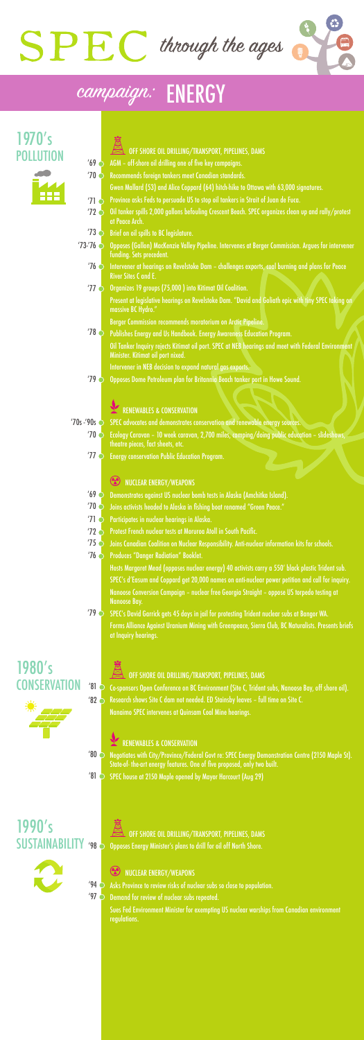# SPEC *through the ages*

## *campaign:* ENERGY

## 1970's POLLUTION

### OFF SHORE OIL DRILLING/TRANSPORT, PIPELINES, DAMS

- '69 AGM – off-shore oil drilling one of five key campaigns.
- '70 Recommends foreign tankers meet Canadian standards.
  Gwen Mallard (53) and Alice Coppard (64) hitch-hike to Ottawa with 63,000 signatures.
- '71 Province asks Feds to persuade US to stop oil tankers in Strait of Juan de Fuca.
- '72 Oil tanker spills 2,000 gallons befouling Crescent Beach. SPEC organizes clean up and rally/protest at Peace Arch.
- '73 Brief on oil spills to BC legislature.
- '73-'76 Opposes (Gallon) MacKenzie Valley Pipeline. Intervenes at Berger Commission. Argues for intervener funding. Sets precedent.
- '76 Intervener at hearings on Revelstoke Dam – challenges exports, coal burning and plans for Peace River Sites C and E.
- '77 Organizes 19 groups (75,000 ) into Kitimat Oil Coalition.
  Present at legislative hearings on Revelstoke Dam. "David and Goliath epic with tiny SPEC taking on massive BC Hydro."
  Berger Commission recommends moratorium on Arctic Pipeline.
- '78 Publishes Energy and Us Handbook. Energy Awareness Education Program.
  Oil Tanker Inquiry rejects Kitimat oil port. SPEC at NEB hearings and meet with Federal Environment Minister. Kitimat oil port nixed.
  Intervener in NEB decision to expand natural gas exports.
- '79 Opposes Dome Petroleum plan for Britannia Beach tanker port in Howe Sound.

### RENEWABLES & CONSERVATION

- '70s -'90s SPEC advocates and demonstrates conservation and renewable energy sources.
- '70 Ecology Caravan – 10 week caravan, 2,700 miles, camping/doing public education – slideshows, theatre pieces, fact sheets, etc.
- '77 Energy conservation Public Education Program.

### NUCLEAR ENERGY/WEAPONS

- '69 Demonstrates against US nuclear bomb tests in Alaska (Amchitka Island).
- '70 Joins activists headed to Alaska in fishing boat renamed "Green Peace."
- '71 Participates in nuclear hearings in Alaska.
- '72 Protest French nuclear tests at Moruroa Atoll in South Pacific.
- '75 Joins Canadian Coalition on Nuclear Responsibility. Anti-nuclear information kits for schools.
- '76 Produces "Danger Radiation" Booklet.
  Hosts Margaret Mead (opposes nuclear energy) 40 activists carry a 550' black plastic Trident sub.
  SPEC's d'Easum and Coppard get 20,000 names on anti-nuclear power petition and call for inquiry.
  Nanoose Conversion Campaign – nuclear free Georgia Straight – oppose US torpedo testing at Nanoose Bay.
- '79 SPEC's David Garrick gets 45 days in jail for protesting Trident nuclear subs at Bangor WA.
  Forms Alliance Against Uranium Mining with Greenpeace, Sierra Club, BC Naturalists. Presents briefs at Inquiry hearings.

## 1980's CONSERVATION

### OFF SHORE OIL DRILLING/TRANSPORT, PIPELINES, DAMS

- '81 Co-sponsors Open Conference on BC Environment (Site C, Trident subs, Nanoose Bay, off shore oil).
- '82 Research shows Site C dam not needed. ED Stainsby leaves – full time on Site C.
  Nanaimo SPEC intervenes at Quinsam Coal Mine hearings.

### RENEWABLES & CONSERVATION

- '80 Negotiates with City/Province/Federal Govt re: SPEC Energy Demonstration Centre (2150 Maple St). State-of- the-art energy features. One of five proposed, only two built.
- '81 SPEC house at 2150 Maple opened by Mayor Harcourt (Aug 29)

## 1990's SUSTAINABILITY

### OFF SHORE OIL DRILLING/TRANSPORT, PIPELINES, DAMS

- '98 Opposes Energy Minister's plans to drill for oil off North Shore.

### NUCLEAR ENERGY/WEAPONS

- '94 Asks Province to review risks of nuclear subs so close to population.
- '97 Demand for review of nuclear subs repeated.
  Sues Fed Environment Minister for exempting US nuclear warships from Canadian environment regulations.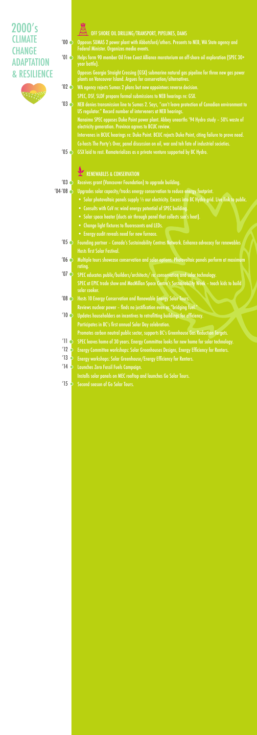# 2000's CLIMATE CHANGE ADAPTATION & RESILIENCE

## OFF SHORE OIL DRILLING/TRANSPORT, PIPELINES, DAMS

- **'00** Opposes SUMAS 2 power plant with Abbotsford/others. Presents to NEB, WA State agency and Federal Minister. Organizes media events.
- **'01** Helps form 90 member Oil Free Coast Alliance moratorium on off-shore oil exploration (SPEC 30+ year battle).
  Opposes Georgia Straight Crossing (GSX) submarine natural gas pipeline for three new gas power plants on Vancouver Island. Argues for conservation/alternatives.
- **'02** WA agency rejects Sumas 2 plans but new appointees reverse decision.
  SPEC, DSF, SLDF prepare formal submissions to NEB hearings re: GSX.
- **'03** NEB denies transmission line to Sumas 2. Says, "can't leave protection of Canadian environment to US regulator." Record number of interveners at NEB hearings.
  Nanaimo SPEC opposes Duke Point power plant. Abbey unearths '94 Hydro study – 50% waste of electricity generation. Province agrees to BCUC review.
  Intervenes in BCUC hearings re: Duke Point. BCUC rejects Duke Point, citing failure to prove need.
  Co-hosts The Party's Over, panel discussion on oil, war and teh fate of industrial societies.
- **'05** GSX laid to rest. Rematerializes as a private venture supported by BC Hydro.

## RENEWABLES & CONSERVATION

- **'03** Receives grant (Vancouver Foundation) to upgrade building.
- **'04-'08** Upgrades solar capacity/tracks energy conservation to reduce energy footprint.
  - Solar photovoltaic panels supply ½ our electricity. Excess into BC Hydro grid. Live link to public.
  - Consults with CoV re: wind energy potential of SPEC building.
  - Solar space heater (ducts air through panel that collects sun's heat).
  - Change light fixtures to fluorescents and LEDs.
  - Energy audit reveals need for new furnace.
- **'05** Founding partner – Canada's Sustainability Centres Network. Enhance advocacy for renewables.
  Hosts first Solar Festival.
- **'06** Multiple tours showcase conservation and solar options. Photovoltaic panels perform at maximum rating.
- **'07** SPEC educates public/builders/architects/ re: conservation and solar technology.
  SPEC at EPIC trade show and MacMillan Space Centre's Sustainability Week – teach kids to build solar cooker.
- **'08** Hosts 10 Energy Conservation and Renewable Energy Solar Tours.
  Reviews nuclear power – finds no justification even as "bridging fuel."
- **'10** Updates householders on incentives to retrofitting buildings for efficiency.
  Participates in BC's first annual Solar Day celebration.
  Promotes carbon neutral public sector, supports BC's Greenhouse Gas Reduction Targets.
- **'11** SPEC leaves home of 30 years. Energy Committee looks for new home for solar technology.
- **'12** Energy Committee workshops: Solar Greenhouses Designs, Energy Efficiency for Renters.
- **'13** Energy workshops: Solar Greenhouse/Energy Efficiency for Renters.
- **'14** Launches Zero Fossil Fuels Campaign.
  Installs solar panels on MEC rooftop and launches Go Solar Tours.
- **'15** Second season of Go Solar Tours.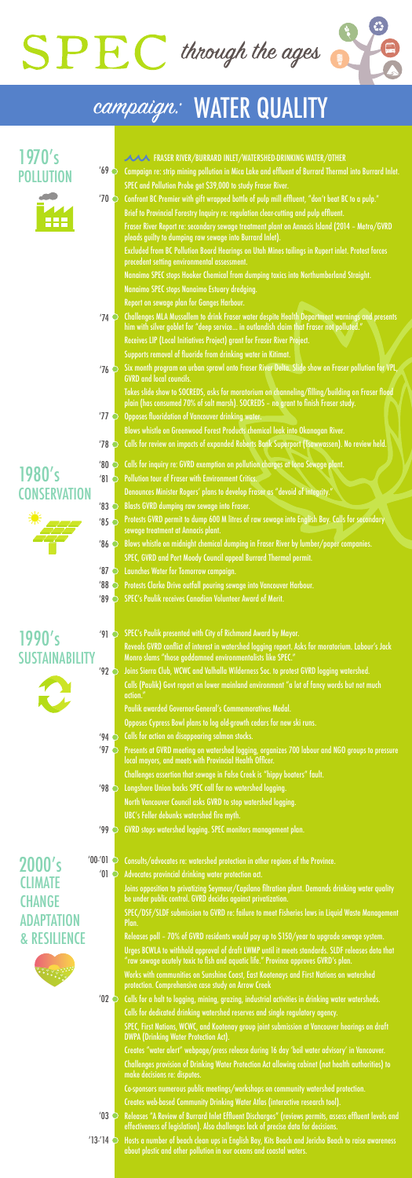# SPEC *through the ages*

## *campaign:* WATER QUALITY

### FRASER RIVER/BURRARD INLET/WATERSHED-DRINKING WATER/OTHER

## 1970's POLLUTION

**'69**
- Campaign re: strip mining pollution in Mica Lake and effluent of Burrard Thermal into Burrard Inlet.
- SPEC and Pollution Probe get $39,000 to study Fraser River.

**'70**
- Confront BC Premier with gift wrapped bottle of pulp mill effluent, "don't beat BC to a pulp."
- Brief to Provincial Forestry Inquiry re: regulation clear-cutting and pulp effluent.
- Fraser River Report re: secondary sewage treatment plant on Annacis Island (2014 – Metro/GVRD pleads guilty to dumping raw sewage into Burrard Inlet).
- Excluded from BC Pollution Board Hearings on Utah Mines tailings in Rupert inlet. Protest forces precedent setting environmental assessment.
- Nanaimo SPEC stops Hooker Chemical from dumping toxics into Northumberland Straight.
- Nanaimo SPEC stops Nanaimo Estuary dredging.
- Report on sewage plan for Ganges Harbour.

**'74**
- Challenges MLA Mussallem to drink Fraser water despite Health Department warnings and presents him with silver goblet for "deep service... in outlandish claim that Fraser not polluted."
- Receives LIP (Local Initiatives Project) grant for Fraser River Project.
- Supports removal of fluoride from drinking water in Kitimat.

**'76**
- Six month program on urban sprawl onto Fraser River Delta. Slide show on Fraser pollution for VPL, GVRD and local councils.
- Takes slide show to SOCREDS, asks for moratorium on channeling/filling/building on Fraser flood plain (has consumed 70% of salt marsh). SOCREDS – no grant to finish Fraser study.

**'77**
- Opposes fluoridation of Vancouver drinking water.
- Blows whistle on Greenwood Forest Products chemical leak into Okanagan River.

**'78**
- Calls for review on impacts of expanded Roberts Bank Superport (Tsawwassen). No review held.

## 1980's CONSERVATION

**'80**
- Calls for inquiry re: GVRD exemption on pollution charges at Iona Sewage plant.

**'81**
- Pollution tour of Fraser with Environment Critics.
- Denounces Minister Rogers' plans to develop Fraser as "devoid of integrity."

**'83**
- Blasts GVRD dumping raw sewage into Fraser.

**'85**
- Protests GVRD permit to dump 600 M litres of raw sewage into English Bay. Calls for secondary sewage treatment at Annacis plant.

**'86**
- Blows whistle on midnight chemical dumping in Fraser River by lumber/paper companies.
- SPEC, GVRD and Port Moody Council appeal Burrard Thermal permit.

**'87**
- Launches Water for Tomorrow campaign.

**'88**
- Protests Clarke Drive outfall pouring sewage into Vancouver Harbour.

**'89**
- SPEC's Paulik receives Canadian Volunteer Award of Merit.

## 1990's SUSTAINABILITY

**'91**
- SPEC's Paulik presented with City of Richmond Award by Mayor.
- Reveals GVRD conflict of interest in watershed logging report. Asks for moratorium. Labour's Jack Munro slams "those goddamned environmentalists like SPEC."

**'92**
- Joins Sierra Club, WCWC and Valhalla Wilderness Soc. to protest GVRD logging watershed.
- Calls (Paulik) Govt report on lower mainland environment "a lot of fancy words but not much action."
- Paulik awarded Governor-General's Commemoratives Medal.
- Opposes Cypress Bowl plans to log old-growth cedars for new ski runs.

**'94**
- Calls for action on disappearing salmon stocks.

**'97**
- Presents at GVRD meeting on watershed logging, organizes 700 labour and NGO groups to pressure local mayors, and meets with Provincial Health Officer.
- Challenges assertion that sewage in False Creek is "hippy boaters" fault.

**'98**
- Longshore Union backs SPEC call for no watershed logging.
- North Vancouver Council asks GVRD to stop watershed logging.
- UBC's Feller debunks watershed fire myth.

**'99**
- GVRD stops watershed logging. SPEC monitors management plan.

## 2000's CLIMATE CHANGE ADAPTATION & RESILIENCE

**'00-'01**
- Consults/advocates re: watershed protection in other regions of the Province.

**'01**
- Advocates provincial drinking water protection act.
- Joins opposition to privatizing Seymour/Capilano filtration plant. Demands drinking water quality be under public control. GVRD decides against privatization.
- SPEC/DSF/SLDF submission to GVRD re: failure to meet Fisheries laws in Liquid Waste Management Plan.
- Releases poll – 70% of GVRD residents would pay up to $150/year to upgrade sewage system.
- Urges BCWLA to withhold approval of draft LWMP until it meets standards. SLDF releases data that "raw sewage acutely toxic to fish and aquatic life." Province approves GVRD's plan.
- Works with communities on Sunshine Coast, East Kootenays and First Nations on watershed protection. Comprehensive case study on Arrow Creek

**'02**
- Calls for a halt to logging, mining, grazing, industrial activities in drinking water watersheds.
- Calls for dedicated drinking watershed reserves and single regulatory agency.
- SPEC, First Nations, WCWC, and Kootenay group joint submission at Vancouver hearings on draft DWPA (Drinking Water Protection Act).
- Creates "water alert" webpage/press release during 16 day 'boil water advisory' in Vancouver.
- Challenges provision of Drinking Water Protection Act allowing cabinet (not health authorities) to make decisions re: disputes.
- Co-sponsors numerous public meetings/workshops on community watershed protection.
- Creates web-based Community Drinking Water Atlas (interactive research tool).

**'03**
- Releases "A Review of Burrard Inlet Effluent Discharges" (reviews permits, assess effluent levels and effectiveness of legislation). Also challenges lack of precise data for decisions.

**'13-'14**
- Hosts a number of beach clean ups in English Bay, Kits Beach and Jericho Beach to raise awareness about plastic and other pollution in our oceans and coastal waters.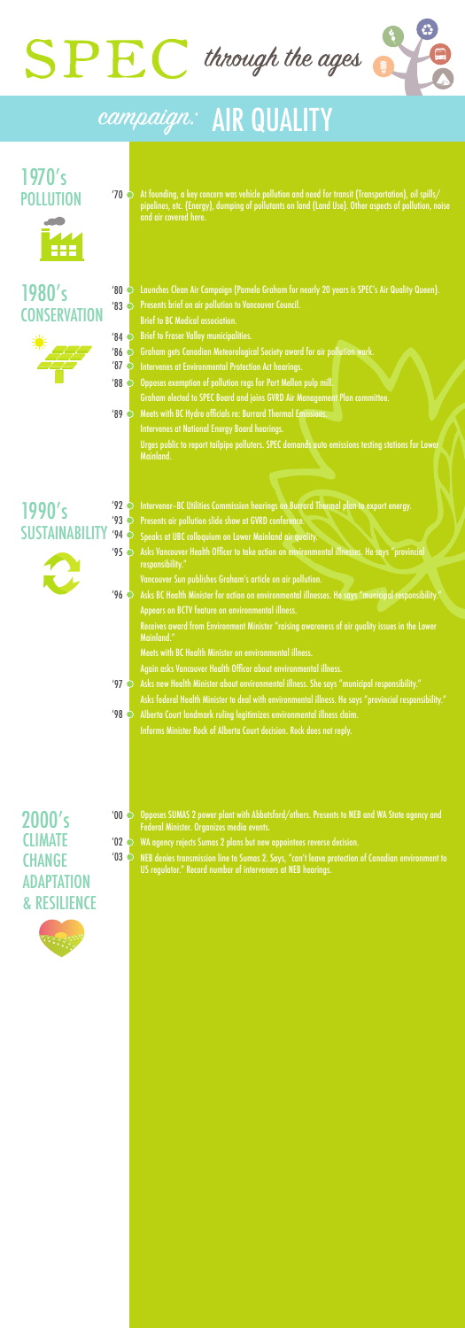# SPEC *through the ages*

## *campaign:* AIR QUALITY

### 1970's POLLUTION

- '70 At founding, a key concern was vehicle pollution and need for transit (Transportation), oil spills/ pipelines, etc. (Energy), dumping of pollutants on land (Land Use). Other aspects of pollution, noise and air covered here.

### 1980's CONSERVATION

- '80 Launches Clean Air Campaign (Pamela Graham for nearly 20 years is SPEC's Air Quality Queen).
- '83 Presents brief on air pollution to Vancouver Council.
  - Brief to BC Medical association.
- '84 Brief to Fraser Valley municipalities.
- '86 Graham gets Canadian Meteorological Society award for air pollution work.
- '87 Intervenes at Environmental Protection Act hearings.
- '88 Opposes exemption of pollution regs for Port Mellon pulp mill.
  - Graham elected to SPEC Board and joins GVRD Air Management Plan committee.
- '89 Meets with BC Hydro officials re: Burrard Thermal Emissions.
  - Intervenes at National Energy Board hearings.
  - Urges public to report tailpipe polluters. SPEC demands auto emissions testing stations for Lower Mainland.

### 1990's SUSTAINABILITY

- '92 Intervener–BC Utilities Commission hearings on Burrard Thermal plan to export energy.
- '93 Presents air pollution slide show at GVRD conference.
- '94 Speaks at UBC colloquium on Lower Mainland air quality.
- '95 Asks Vancouver Health Officer to take action on environmental illnesses. He says "provincial responsibility."
  - Vancouver Sun publishes Graham's article on air pollution.
- '96 Asks BC Health Minister for action on environmental illnesses. He says "municipal responsibility."
  - Appears on BCTV feature on environmental illness.
  - Receives award from Environment Minister "raising awareness of air quality issues in the Lower Mainland."
  - Meets with BC Health Minister on environmental illness.
  - Again asks Vancouver Health Officer about environmental illness.
- '97 Asks new Health Minister about environmental illness. She says "municipal responsibility."
  - Asks federal Health Minister to deal with environmental illness. He says "provincial responsibility."
- '98 Alberta Court landmark ruling legitimizes environmental illness claim.
  - Informs Minister Rock of Alberta Court decision. Rock does not reply.

### 2000's CLIMATE CHANGE ADAPTATION & RESILIENCE

- '00 Opposes SUMAS 2 power plant with Abbotsford/others. Presents to NEB and WA State agency and Federal Minister. Organizes media events.
- '02 WA agency rejects Sumas 2 plans but new appointees reverse decision.
- '03 NEB denies transmission line to Sumas 2. Says, "can't leave protection of Canadian environment to US regulator." Record number of interveners at NEB hearings.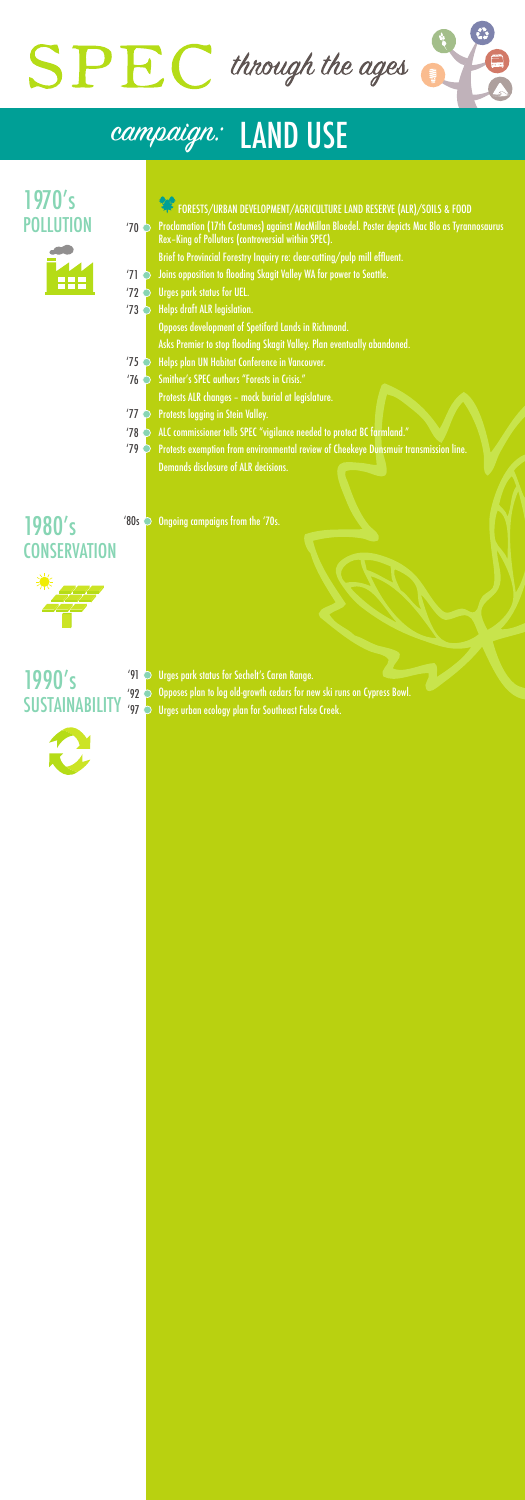# SPEC *through the ages*

## *campaign:* LAND USE

### 1970's POLLUTION

FORESTS/URBAN DEVELOPMENT/AGRICULTURE LAND RESERVE (ALR)/SOILS & FOOD

- '70 Proclamation (17th Costumes) against MacMillan Bloedel. Poster depicts Mac Blo as Tyrannosaurus Rex–King of Polluters (controversial within SPEC).
  Brief to Provincial Forestry Inquiry re: clear-cutting/pulp mill effluent.
- '71 Joins opposition to flooding Skagit Valley WA for power to Seattle.
- '72 Urges park status for UEL.
- '73 Helps draft ALR legislation.
  Opposes development of Spetiford Lands in Richmond.
  Asks Premier to stop flooding Skagit Valley. Plan eventually abandoned.
- '75 Helps plan UN Habitat Conference in Vancouver.
- '76 Smither's SPEC authors "Forests in Crisis."
  Protests ALR changes – mock burial at legislature.
- '77 Protests logging in Stein Valley.
- '78 ALC commissioner tells SPEC "vigilance needed to protect BC farmland."
- '79 Protests exemption from environmental review of Cheekeye Dunsmuir transmission line.
  Demands disclosure of ALR decisions.

### 1980's CONSERVATION

- '80s Ongoing campaigns from the '70s.

### 1990's SUSTAINABILITY

- '91 Urges park status for Sechelt's Caren Range.
- '92 Opposes plan to log old-growth cedars for new ski runs on Cypress Bowl.
- '97 Urges urban ecology plan for Southeast False Creek.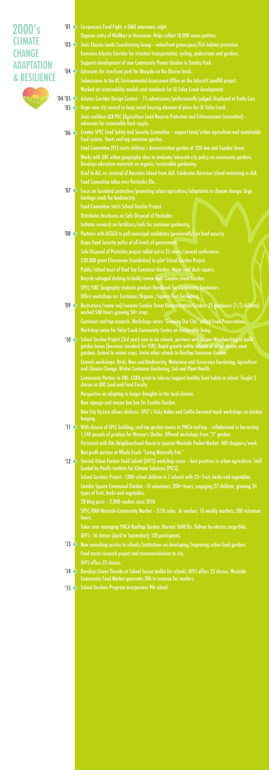# 2000's CLIMATE CHANGE ADAPTATION & RESILIENCE

**'01** Co-sponsors Food Fight, a GMO awareness night.

Opposes entry of WalMart in Vancouver. Helps collect 10,000 name petition.

**'03** Joins Eburne Lands Coordinating Group – waterfront greenspace/fish habitat protection.

Envisions Arbutus Corridor for streetcar transportation, cycling, pedestrians and gardens.

Supports development of new Community Flower Garden in Stanley Park.

**'04** Advocates for riverfront park for Marpole on the Eburne lands.

Submissions to the BC Environmental Assessment Office on the Ashcroft Landfill project.

Worked on sustainability models and standards for SE False Creek development.

**'04-'05** Arbutus Corridor Design Contest - 75 submissions/professionally judged/displayed at Emily Carr.

**'05** Urges new city council to keep social housing element of plans for SE False Creek.

Joins coalition ALR-PEC (Agriculture Land Reserve Protection and Enhancement Committee) – advocates for sustainable food supply.

**'06** Creates SPEC Food Safety and Security Committee – support local/urban agriculture and sustainable food system. Starts roof-top container garden.

Food Committee (FC) starts children's demonstration garden at 12th Ave and Cambie Street.

Works with UBC urban geography class to evaluate/advocate city policy on community gardens. Develops education materials on organic/sustainable gardening.

Brief to ALC re: removal of Barnston Island from ALR. Celebrates Barnston Island remaining in ALR.

Food Committee takes over Pesticides file.

**'07** Focus on farmland protection/promoting urban agriculture/adaptation to climate change. Urge heritage seeds for biodiversity.

Food Committee starts School Garden Project.

Distributes brochures on Safe Disposal of Pesticides.

Initiates research on fertilizers/soils for container gardening.

**'08** Partners with BCGEU to poll municipal candidates (provincially) on food security.

Urges Food Security policy at all levels of government.

Safe Disposal of Pesticides project rolled out in 25 stores/several conferences.

$30,000 grant (Vancouver Foundation) to pilot School Garden Project.

Public/school tours of Roof Top Container Garden. Major roof deck repairs.

Recycle salvaged decking to build/renew beds Cambie Street Garden.

SPEC/UBC Geography students produce Handbook for Community Gardeners.

Offers workshops on: Container/Organic /Square Foot Gardening.

**'09** Restructure/renew soil/rename Cambie Street Demonstration Garden. 25 gardeners (1/3 children) worked 500 hours growing 50+ crops.

Continues roof-top research. Workshops series "Growing Our City" added Food Preservation.

Workshop series for False Creek Community Centre on sustainable living.

**'10** School Garden Project (3rd year) now in six schools, partners with Tupper Woodworking to build garden boxes (becomes standard for VSB). Rapid growth within schools as other classes want gardens. Extend to winter crops. Invite other schools to Rooftop Container Garden.

Extends workshops: Birds, Bees and Biodiversity, Waterwise and Succession Gardening, Agriculture and Climate Change. Winter Container Gardening, Soil and Plant Health.

Community Partner in UBC–CURA grant to inform/support healthy food habits in school. Taught 3 classes in UBC Land and Food Faculty.

Perspective on adapting to longer droughts in the local climate.

New signage and mason bee box for Cambie Garden.

New City By-Law allows chickens. SPEC's Vicky Baker and Caitlin Dorward teach workshops on chicken keeping.

**'11** With closure of SPEC building, roof-top garden moves to YWCA roof-top – collaborated in harvesting 1,540 pounds of produce for Women's Shelter. Offered workshops from "Y" garden.

Partnered with Kits Neighbourhood House to sponsor Westside Pocket Market. 400 shoppers/week.

Non-profit partner at Whole Foods "Living Naturally Fair."

**'12** Started Urban Farmer Field School (UFFS) workshop series – best practices in urban agriculture. Staff funded by Pacific Institute for Climate Solutions (PICS).

School Gardens Project –1200 school children in 7 schools with 25+ fruit, herbs and vegetables.

Cambie Square Communal Garden –13 volunteers, 200+ hours, engaging 27 children, growing 34 types of fruit, herbs and vegetables.

28 blog posts – 2,000 readers since 2010.

SPEC/KNH Westside Community Market – $15k sales, 16 vendors, 13 weekly markets, 200 volunteer hours.

Takes over managing YWCA Rooftop Garden. Harvest 1600 lbs. Deliver by electric cargo bike.

UFFS –16 classes (April to September); 120 participants.

**'13** New consulting service to schools/institutions on developing/improving urban food gardens.

Food waste research project and recommendations to city.

UFFS offers 23 classes.

**'14** Develops Green Thumbs at School lesson toolkit for schools; UFFS offers 23 classes, Westside Community Food Market generates 20k in revenue for vendors.

**'15** School Gardens Program incorporates 9th school.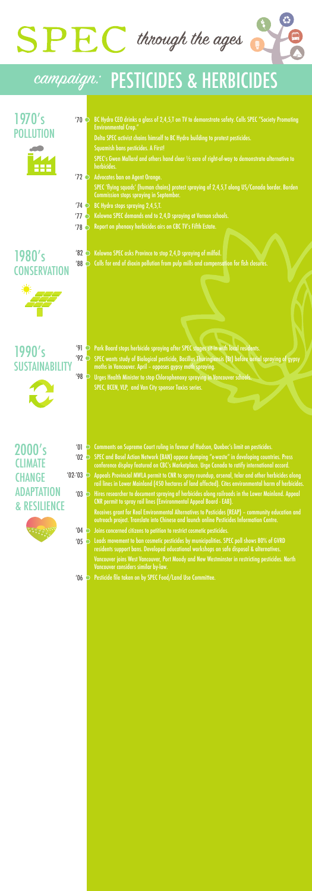# SPEC *through the ages*

## *campaign:* PESTICIDES & HERBICIDES

### 1970's POLLUTION

- **'70** BC Hydro CEO drinks a glass of 2,4,5,T on TV to demonstrate safety. Calls SPEC "Society Promoting Environmental Crap."
  - Delta SPEC activist chains himself to BC Hydro building to protest pesticides.
  - Squamish bans pesticides. A First!
  - SPEC's Gwen Mallard and others hand clear ½ acre of right-of-way to demonstrate alternative to herbicides.
- **'72** Advocates ban on Agent Orange.
  - SPEC 'flying squads' (human chains) protest spraying of 2,4,5,T along US/Canada border. Borden Commission stops spraying in September.
- **'74** BC Hydro stops spraying 2,4,5,T.
- **'77** Kelowna SPEC demands end to 2,4,D spraying at Vernon schools.
- **'78** Report on phenoxy herbicides airs on CBC TV's Fifth Estate.

### 1980's CONSERVATION

- **'82** Kelowna SPEC asks Province to stop 2,4,D spraying of milfoil.
- **'88** Calls for end of dioxin pollution from pulp mills and compensation for fish closures.

### 1990's SUSTAINABILITY

- **'91** Park Board stops herbicide spraying after SPEC stages sit-in with local residents.
- **'92** SPEC wants study of Biological pesticide, Bacillus Thuringiensis (Bt) before aerial spraying of gypsy moths in Vancouver. April – opposes gypsy moth spraying.
- **'98** Urges Health Minister to stop Chlorophenoxy spraying in Vancouver schools.
  - SPEC, BCEN, VLP, and Van City sponsor Toxics series.

### 2000's CLIMATE CHANGE ADAPTATION & RESILIENCE

- **'01** Comments on Supreme Court ruling in favour of Hudson, Quebec's limit on pesticides.
- **'02** SPEC and Basel Action Network (BAN) oppose dumping "e-waste" in developing countries. Press conference display featured on CBC's Marketplace. Urge Canada to ratify international accord.
- **'02-'03** Appeals Provincial MWLA permit to CNR to spray roundup, arsenal, telar and other herbicides along rail lines in Lower Mainland (450 hectares of land affected). Cites environmental harm of herbicides.
- **'03** Hires researcher to document spraying of herbicides along railroads in the Lower Mainland. Appeal CNR permit to spray rail lines (Environmental Appeal Board - EAB).
  - Receives grant for Real Environmental Alternatives to Pesticides (REAP) – community education and outreach project. Translate into Chinese and launch online Pesticides Information Centre.
- **'04** Joins concerned citizens to petition to restrict cosmetic pesticides.
- **'05** Leads movement to ban cosmetic pesticides by municipalities. SPEC poll shows 80% of GVRD residents support bans. Developed educational workshops on safe disposal & alternatives.
  - Vancouver joins West Vancouver, Port Moody and New Westminster in restricting pesticides. North Vancouver considers similar by-law.
- **'06** Pesticide file taken on by SPEC Food/Land Use Committee.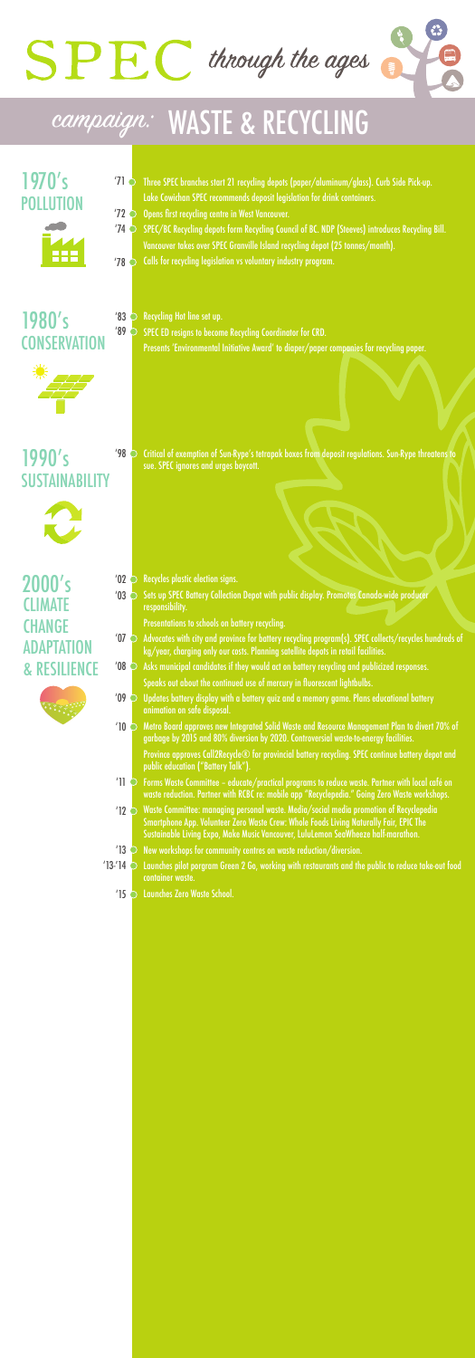# SPEC *through the ages*

## *campaign:* WASTE & RECYCLING

### 1970's POLLUTION

- '71 Three SPEC branches start 21 recycling depots (paper/aluminum/glass). Curb Side Pick-up. Lake Cowichan SPEC recommends deposit legislation for drink containers.
- '72 Opens first recycling centre in West Vancouver.
- '74 SPEC/BC Recycling depots form Recycling Council of BC. NDP (Steeves) introduces Recycling Bill. Vancouver takes over SPEC Granville Island recycling depot (25 tonnes/month).
- '78 Calls for recycling legislation vs voluntary industry program.

### 1980's CONSERVATION

- '83 Recycling Hot line set up.
- '89 SPEC ED resigns to become Recycling Coordinator for CRD. Presents 'Environmental Initiative Award' to diaper/paper companies for recycling paper.

### 1990's SUSTAINABILITY

- '98 Critical of exemption of Sun-Rype's tetrapak boxes from deposit regulations. Sun-Rype threatens to sue. SPEC ignores and urges boycott.

### 2000's CLIMATE CHANGE ADAPTATION & RESILIENCE

- '02 Recycles plastic election signs.
- '03 Sets up SPEC Battery Collection Depot with public display. Promotes Canada-wide producer responsibility.

  Presentations to schools on battery recycling.
- '07 Advocates with city and province for battery recycling program(s). SPEC collects/recycles hundreds of kg/year, charging only our costs. Planning satellite depots in retail facilities.
- '08 Asks municipal candidates if they would act on battery recycling and publicized responses.

  Speaks out about the continued use of mercury in fluorescent lightbulbs.
- '09 Updates battery display with a battery quiz and a memory game. Plans educational battery animation on safe disposal.
- '10 Metro Board approves new Integrated Solid Waste and Resource Management Plan to divert 70% of garbage by 2015 and 80% diversion by 2020. Controversial waste-to-energy facilities.

  Province approves Call2Recycle® for provincial battery recycling. SPEC continue battery depot and public education ("Battery Talk").
- '11 Forms Waste Committee – educate/practical programs to reduce waste. Partner with local café on waste reduction. Partner with RCBC re: mobile app "Recyclepedia." Going Zero Waste workshops.
- '12 Waste Committee: managing personal waste. Media/social media promotion of Recyclepedia Smartphone App. Volunteer Zero Waste Crew: Whole Foods Living Naturally Fair, EPIC The Sustainable Living Expo, Make Music Vancouver, LuluLemon SeaWheeze half-marathon.
- '13 New workshops for community centres on waste reduction/diversion.
- '13-'14 Launches pilot porgram Green 2 Go, working with restaurants and the public to reduce take-out food container waste.
- '15 Launches Zero Waste School.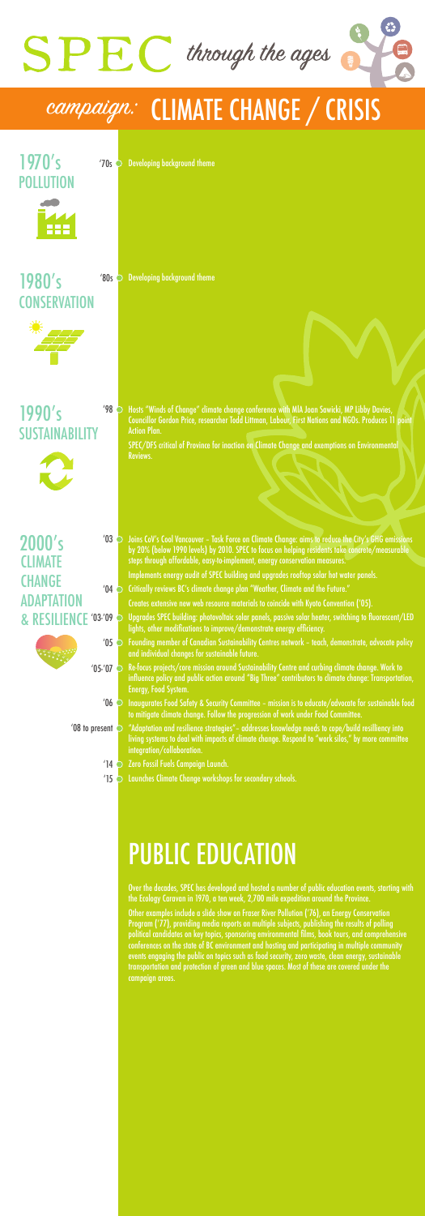# SPEC *through the ages*

## *campaign:* CLIMATE CHANGE / CRISIS

### 1970's POLLUTION

'70s — Developing background theme

### 1980's CONSERVATION

'80s — Developing background theme

### 1990's SUSTAINABILITY

'98 — Hosts "Winds of Change" climate change conference with MLA Joan Sawicki, MP Libby Davies, Councillor Gordon Price, researcher Todd Littman, Labour, First Nations and NGOs. Produces 11 point Action Plan.

SPEC/DFS critical of Province for inaction on Climate Change and exemptions on Environmental Reviews.

### 2000's CLIMATE CHANGE ADAPTATION & RESILIENCE

'03 — Joins CoV's Cool Vancouver – Task Force on Climate Change: aims to reduce the City's GHG emissions by 20% (below 1990 levels) by 2010. SPEC to focus on helping residents take concrete/measurable steps through affordable, easy-to-implement, energy conservation measures.

Implements energy audit of SPEC building and upgrades rooftop solar hot water panels.

'04 — Critically reviews BC's climate change plan "Weather, Climate and the Future."

Creates extensive new web resource materials to coincide with Kyoto Convention ('05).

'03-'09 — Upgrades SPEC building: photovoltaic solar panels, passive solar heater, switching to fluorescent/LED lights, other modifications to improve/demonstrate energy efficiency.

'05 — Founding member of Canadian Sustainability Centres network – teach, demonstrate, advocate policy and individual changes for sustainable future.

'05-'07 — Re-focus projects/core mission around Sustainability Centre and curbing climate change. Work to influence policy and public action around "Big Three" contributors to climate change: Transportation, Energy, Food System.

'06 — Inaugurates Food Safety & Security Committee – mission is to educate/advocate for sustainable food to mitigate climate change. Follow the progression of work under Food Committee.

'08 to present — "Adaptation and resilience strategies" – addresses knowledge needs to cope/build resilliency into living systems to deal with impacts of climate change. Respond to "work silos," by more committee integration/collaboration.

'14 — Zero Fossil Fuels Campaign Launch.

'15 — Launches Climate Change workshops for secondary schools.

# PUBLIC EDUCATION

Over the decades, SPEC has developed and hosted a number of public education events, starting with the Ecology Caravan in 1970, a ten week, 2,700 mile expedition around the Province.

Other examples include a slide show on Fraser River Pollution ('76), an Energy Conservation Program ('77), providing media reports on multiple subjects, publishing the results of polling political candidates on key topics, sponsoring environmental films, book tours, and comprehensive conferences on the state of BC environment and hosting and participating in multiple community events engaging the public on topics such as food security, zero waste, clean energy, sustainable transportation and protection of green and blue spaces. Most of these are covered under the campaign areas.